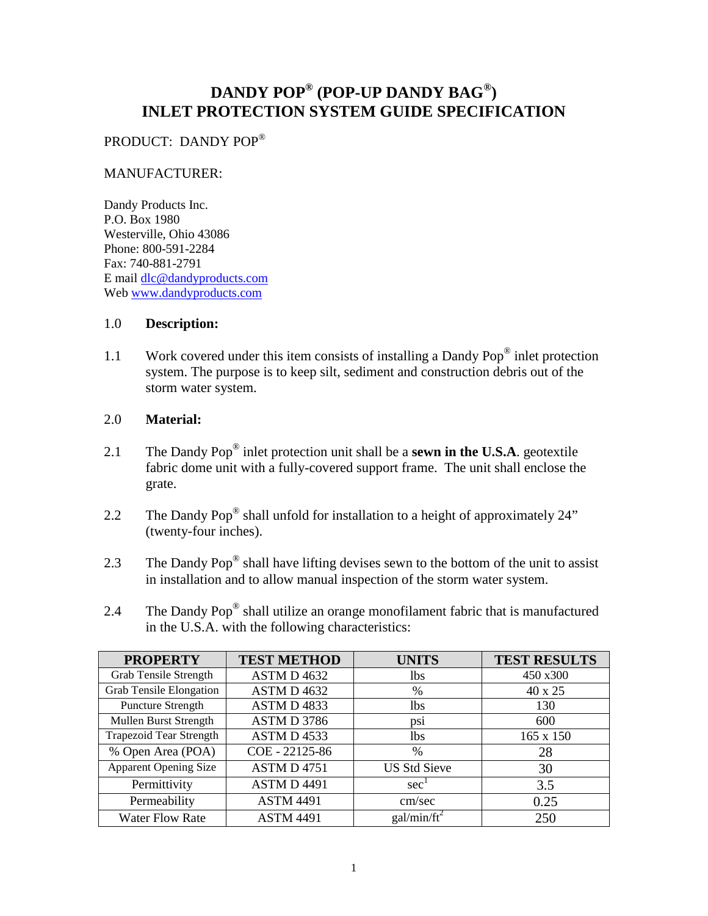# DANDY POP® (POP-UP DANDY BAG®) INLET PROTECTION SYSTEM GUIDE SPECIFICATION

PRODUCT: DANDY POP®

MANUFACTURER:

Dandy Products Inc.
P.O. Box 1980
Westerville, Ohio 43086
Phone: 800-591-2284
Fax: 740-881-2791
E mail dlc@dandyproducts.com
Web www.dandyproducts.com

## 1.0 Description:

1.1 Work covered under this item consists of installing a Dandy Pop® inlet protection system. The purpose is to keep silt, sediment and construction debris out of the storm water system.

## 2.0 Material:

2.1 The Dandy Pop® inlet protection unit shall be a **sewn in the U.S.A**. geotextile fabric dome unit with a fully-covered support frame. The unit shall enclose the grate.

2.2 The Dandy Pop® shall unfold for installation to a height of approximately 24" (twenty-four inches).

2.3 The Dandy Pop® shall have lifting devises sewn to the bottom of the unit to assist in installation and to allow manual inspection of the storm water system.

2.4 The Dandy Pop® shall utilize an orange monofilament fabric that is manufactured in the U.S.A. with the following characteristics:

| PROPERTY | TEST METHOD | UNITS | TEST RESULTS |
|---|---|---|---|
| Grab Tensile Strength | ASTM D 4632 | lbs | 450 x300 |
| Grab Tensile Elongation | ASTM D 4632 | % | 40 x 25 |
| Puncture Strength | ASTM D 4833 | lbs | 130 |
| Mullen Burst Strength | ASTM D 3786 | psi | 600 |
| Trapezoid Tear Strength | ASTM D 4533 | lbs | 165 x 150 |
| % Open Area (POA) | COE - 22125-86 | % | 28 |
| Apparent Opening Size | ASTM D 4751 | US Std Sieve | 30 |
| Permittivity | ASTM D 4491 | $sec^1$ | 3.5 |
| Permeability | ASTM 4491 | cm/sec | 0.25 |
| Water Flow Rate | ASTM 4491 | $gal/min/ft^2$ | 250 |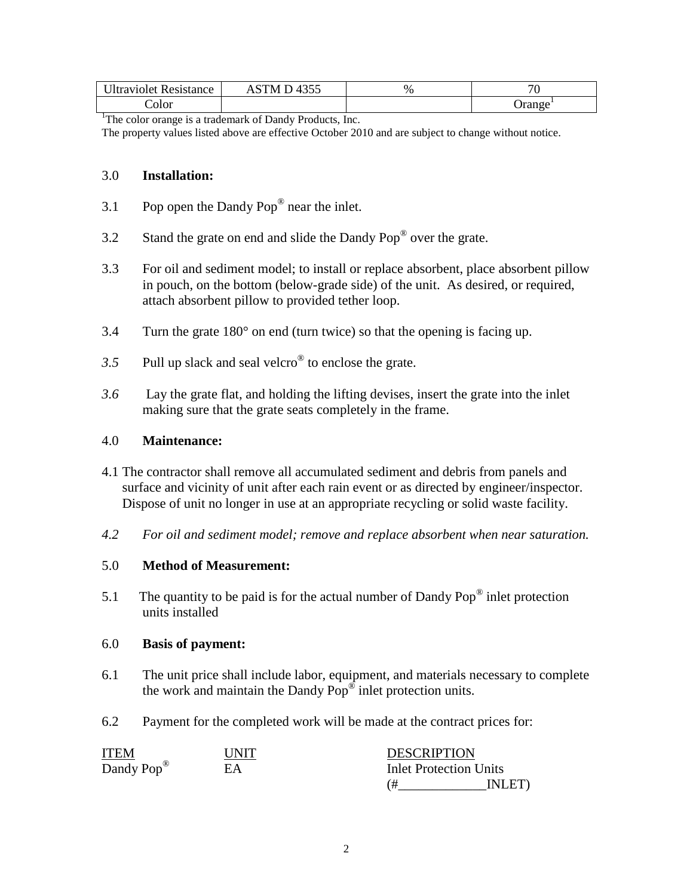| | | | |
|---|---|---|---|
| Ultraviolet Resistance | ASTM D 4355 | % | 70 |
| Color | | | Orange[1] |

[1]The color orange is a trademark of Dandy Products, Inc.

The property values listed above are effective October 2010 and are subject to change without notice.

## 3.0 Installation:

3.1 Pop open the Dandy Pop® near the inlet.

3.2 Stand the grate on end and slide the Dandy Pop® over the grate.

3.3 For oil and sediment model; to install or replace absorbent, place absorbent pillow in pouch, on the bottom (below-grade side) of the unit. As desired, or required, attach absorbent pillow to provided tether loop.

3.4 Turn the grate 180° on end (turn twice) so that the opening is facing up.

*3.5* Pull up slack and seal velcro® to enclose the grate.

*3.6* Lay the grate flat, and holding the lifting devises, insert the grate into the inlet making sure that the grate seats completely in the frame.

## 4.0 Maintenance:

4.1 The contractor shall remove all accumulated sediment and debris from panels and surface and vicinity of unit after each rain event or as directed by engineer/inspector. Dispose of unit no longer in use at an appropriate recycling or solid waste facility.

*4.2 For oil and sediment model; remove and replace absorbent when near saturation.*

## 5.0 Method of Measurement:

5.1 The quantity to be paid is for the actual number of Dandy Pop® inlet protection units installed

## 6.0 Basis of payment:

6.1 The unit price shall include labor, equipment, and materials necessary to complete the work and maintain the Dandy Pop® inlet protection units.

6.2 Payment for the completed work will be made at the contract prices for:

| ITEM | UNIT | DESCRIPTION |
|---|---|---|
| Dandy Pop® | EA | Inlet Protection Units (#_____________INLET) |